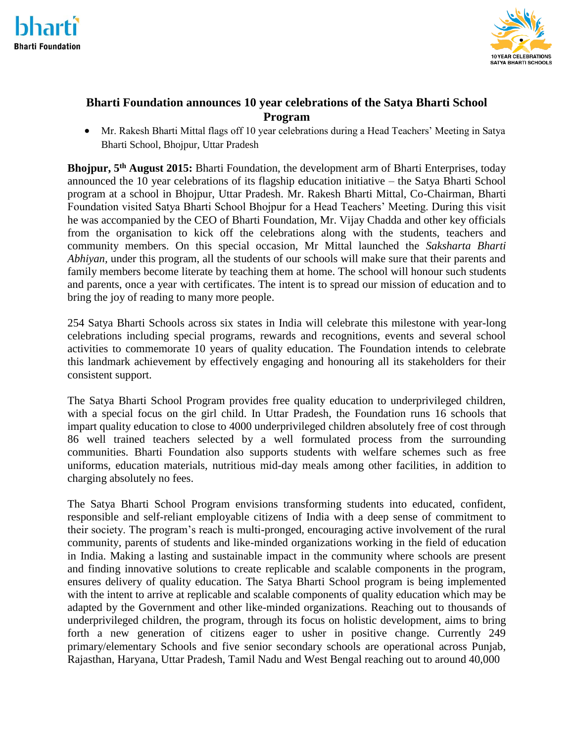# Bharti Foundation announces 10 year celebrations of the Satya Bharti School Program

- Mr. Rakesh Bharti Mittal flags off 10 year celebrations during a Head Teachers' Meeting in Satya Bharti School, Bhojpur, Uttar Pradesh

**Bhojpur, 5th August 2015:** Bharti Foundation, the development arm of Bharti Enterprises, today announced the 10 year celebrations of its flagship education initiative – the Satya Bharti School program at a school in Bhojpur, Uttar Pradesh. Mr. Rakesh Bharti Mittal, Co-Chairman, Bharti Foundation visited Satya Bharti School Bhojpur for a Head Teachers' Meeting. During this visit he was accompanied by the CEO of Bharti Foundation, Mr. Vijay Chadda and other key officials from the organisation to kick off the celebrations along with the students, teachers and community members. On this special occasion, Mr Mittal launched the *Saksharta Bharti Abhiyan,* under this program, all the students of our schools will make sure that their parents and family members become literate by teaching them at home. The school will honour such students and parents, once a year with certificates. The intent is to spread our mission of education and to bring the joy of reading to many more people.

254 Satya Bharti Schools across six states in India will celebrate this milestone with year-long celebrations including special programs, rewards and recognitions, events and several school activities to commemorate 10 years of quality education. The Foundation intends to celebrate this landmark achievement by effectively engaging and honouring all its stakeholders for their consistent support.

The Satya Bharti School Program provides free quality education to underprivileged children, with a special focus on the girl child. In Uttar Pradesh, the Foundation runs 16 schools that impart quality education to close to 4000 underprivileged children absolutely free of cost through 86 well trained teachers selected by a well formulated process from the surrounding communities. Bharti Foundation also supports students with welfare schemes such as free uniforms, education materials, nutritious mid-day meals among other facilities, in addition to charging absolutely no fees.

The Satya Bharti School Program envisions transforming students into educated, confident, responsible and self-reliant employable citizens of India with a deep sense of commitment to their society. The program's reach is multi-pronged, encouraging active involvement of the rural community, parents of students and like-minded organizations working in the field of education in India. Making a lasting and sustainable impact in the community where schools are present and finding innovative solutions to create replicable and scalable components in the program, ensures delivery of quality education. The Satya Bharti School program is being implemented with the intent to arrive at replicable and scalable components of quality education which may be adapted by the Government and other like-minded organizations. Reaching out to thousands of underprivileged children, the program, through its focus on holistic development, aims to bring forth a new generation of citizens eager to usher in positive change. Currently 249 primary/elementary Schools and five senior secondary schools are operational across Punjab, Rajasthan, Haryana, Uttar Pradesh, Tamil Nadu and West Bengal reaching out to around 40,000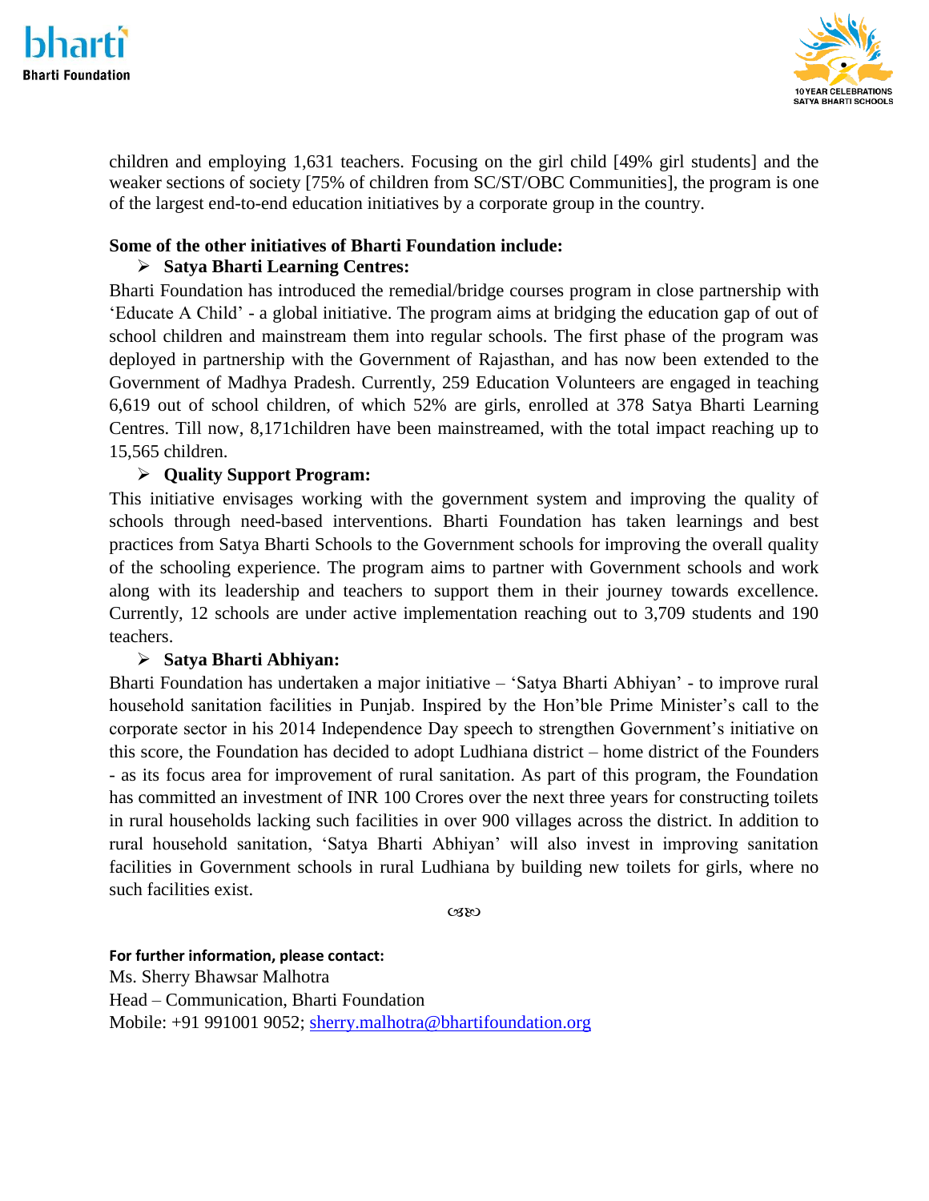children and employing 1,631 teachers. Focusing on the girl child [49% girl students] and the weaker sections of society [75% of children from SC/ST/OBC Communities], the program is one of the largest end-to-end education initiatives by a corporate group in the country.

**Some of the other initiatives of Bharti Foundation include:**

- **Satya Bharti Learning Centres:**

Bharti Foundation has introduced the remedial/bridge courses program in close partnership with 'Educate A Child' - a global initiative. The program aims at bridging the education gap of out of school children and mainstream them into regular schools. The first phase of the program was deployed in partnership with the Government of Rajasthan, and has now been extended to the Government of Madhya Pradesh. Currently, 259 Education Volunteers are engaged in teaching 6,619 out of school children, of which 52% are girls, enrolled at 378 Satya Bharti Learning Centres. Till now, 8,171children have been mainstreamed, with the total impact reaching up to 15,565 children.

- **Quality Support Program:**

This initiative envisages working with the government system and improving the quality of schools through need-based interventions. Bharti Foundation has taken learnings and best practices from Satya Bharti Schools to the Government schools for improving the overall quality of the schooling experience. The program aims to partner with Government schools and work along with its leadership and teachers to support them in their journey towards excellence. Currently, 12 schools are under active implementation reaching out to 3,709 students and 190 teachers.

- **Satya Bharti Abhiyan:**

Bharti Foundation has undertaken a major initiative – 'Satya Bharti Abhiyan' - to improve rural household sanitation facilities in Punjab. Inspired by the Hon'ble Prime Minister's call to the corporate sector in his 2014 Independence Day speech to strengthen Government's initiative on this score, the Foundation has decided to adopt Ludhiana district – home district of the Founders - as its focus area for improvement of rural sanitation. As part of this program, the Foundation has committed an investment of INR 100 Crores over the next three years for constructing toilets in rural households lacking such facilities in over 900 villages across the district. In addition to rural household sanitation, 'Satya Bharti Abhiyan' will also invest in improving sanitation facilities in Government schools in rural Ludhiana by building new toilets for girls, where no such facilities exist.

**For further information, please contact:**

Ms. Sherry Bhawsar Malhotra
Head – Communication, Bharti Foundation
Mobile: +91 991001 9052; sherry.malhotra@bhartifoundation.org